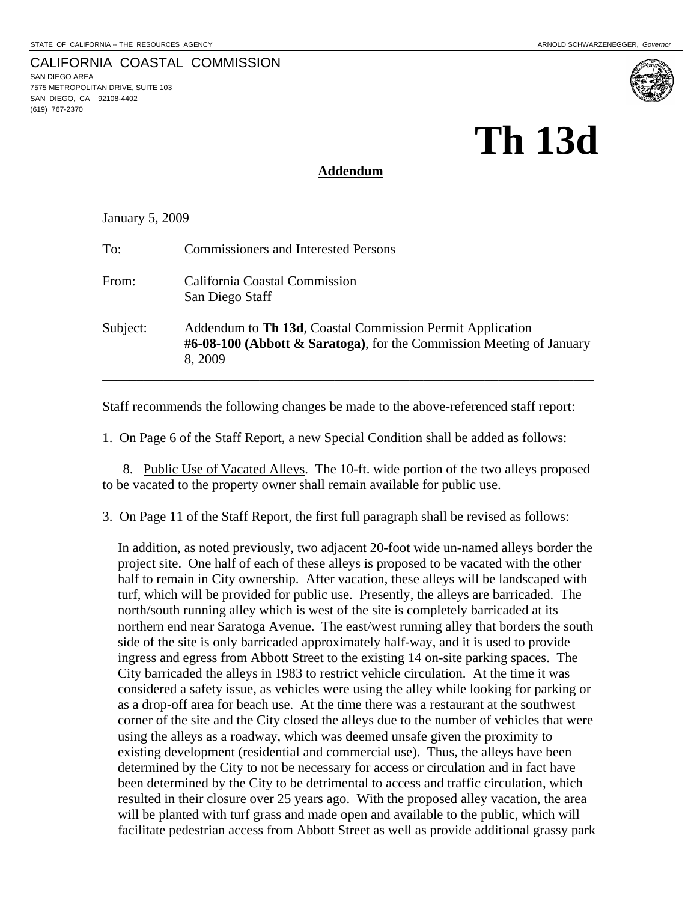STATE OF CALIFORNIA -- THE RESOURCES AGENCY ARNOLD SCHWARZENEGGER, *Governor*

CALIFORNIA COASTAL COMMISSION
SAN DIEGO AREA
7575 METROPOLITAN DRIVE, SUITE 103
SAN DIEGO, CA 92108-4402
(619) 767-2370

# Th 13d

**Addendum**

January 5, 2009

To: Commissioners and Interested Persons

From: California Coastal Commission
San Diego Staff

Subject: Addendum to **Th 13d**, Coastal Commission Permit Application **#6-08-100 (Abbott & Saratoga)**, for the Commission Meeting of January 8, 2009

---

Staff recommends the following changes be made to the above-referenced staff report:

1. On Page 6 of the Staff Report, a new Special Condition shall be added as follows:

8. Public Use of Vacated Alleys. The 10-ft. wide portion of the two alleys proposed to be vacated to the property owner shall remain available for public use.

3. On Page 11 of the Staff Report, the first full paragraph shall be revised as follows:

In addition, as noted previously, two adjacent 20-foot wide un-named alleys border the project site. One half of each of these alleys is proposed to be vacated with the other half to remain in City ownership. After vacation, these alleys will be landscaped with turf, which will be provided for public use. Presently, the alleys are barricaded. The north/south running alley which is west of the site is completely barricaded at its northern end near Saratoga Avenue. The east/west running alley that borders the south side of the site is only barricaded approximately half-way, and it is used to provide ingress and egress from Abbott Street to the existing 14 on-site parking spaces. The City barricaded the alleys in 1983 to restrict vehicle circulation. At the time it was considered a safety issue, as vehicles were using the alley while looking for parking or as a drop-off area for beach use. At the time there was a restaurant at the southwest corner of the site and the City closed the alleys due to the number of vehicles that were using the alleys as a roadway, which was deemed unsafe given the proximity to existing development (residential and commercial use). Thus, the alleys have been determined by the City to not be necessary for access or circulation and in fact have been determined by the City to be detrimental to access and traffic circulation, which resulted in their closure over 25 years ago. With the proposed alley vacation, the area will be planted with turf grass and made open and available to the public, which will facilitate pedestrian access from Abbott Street as well as provide additional grassy park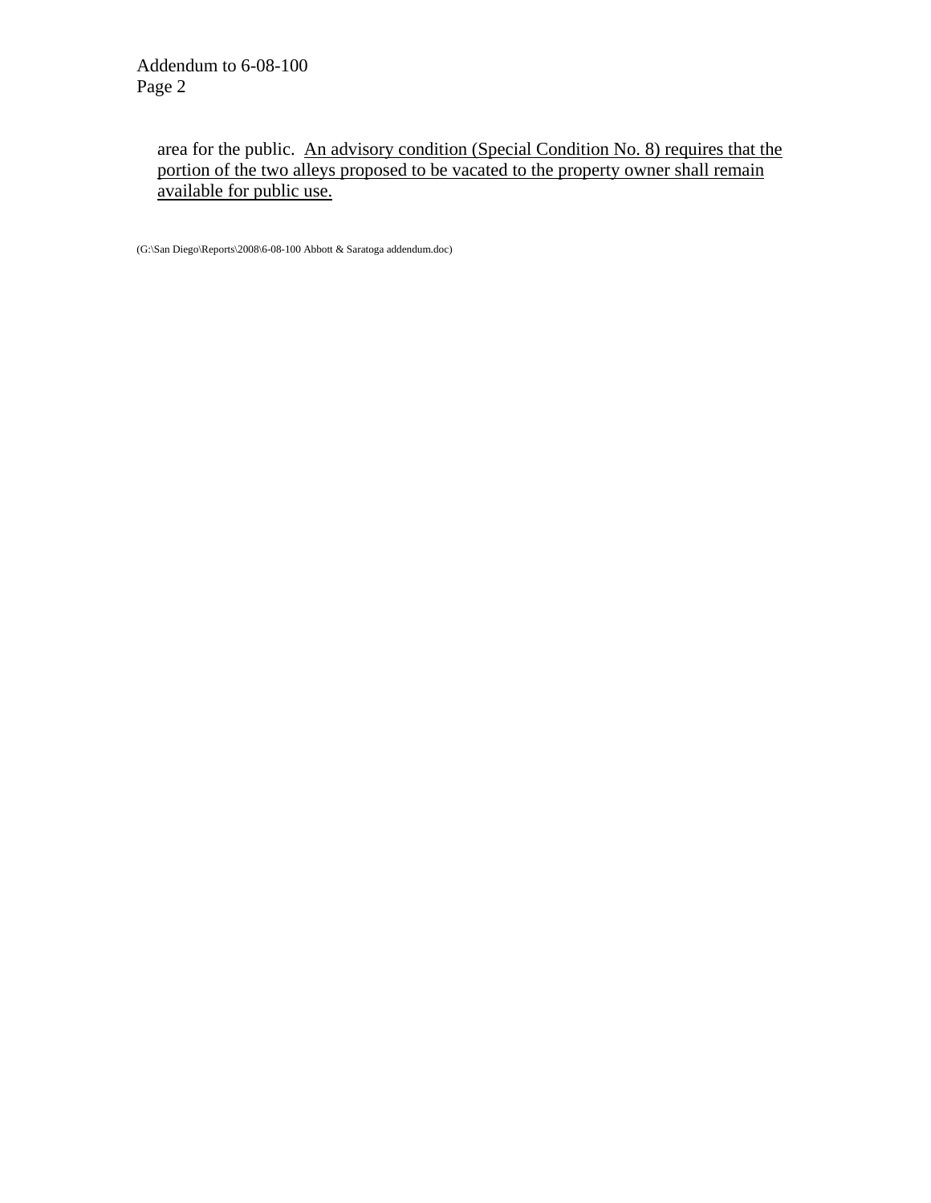area for the public. <u>An advisory condition (Special Condition No. 8) requires that the portion of the two alleys proposed to be vacated to the property owner shall remain available for public use.</u>

(G:\San Diego\Reports\2008\6-08-100 Abbott & Saratoga addendum.doc)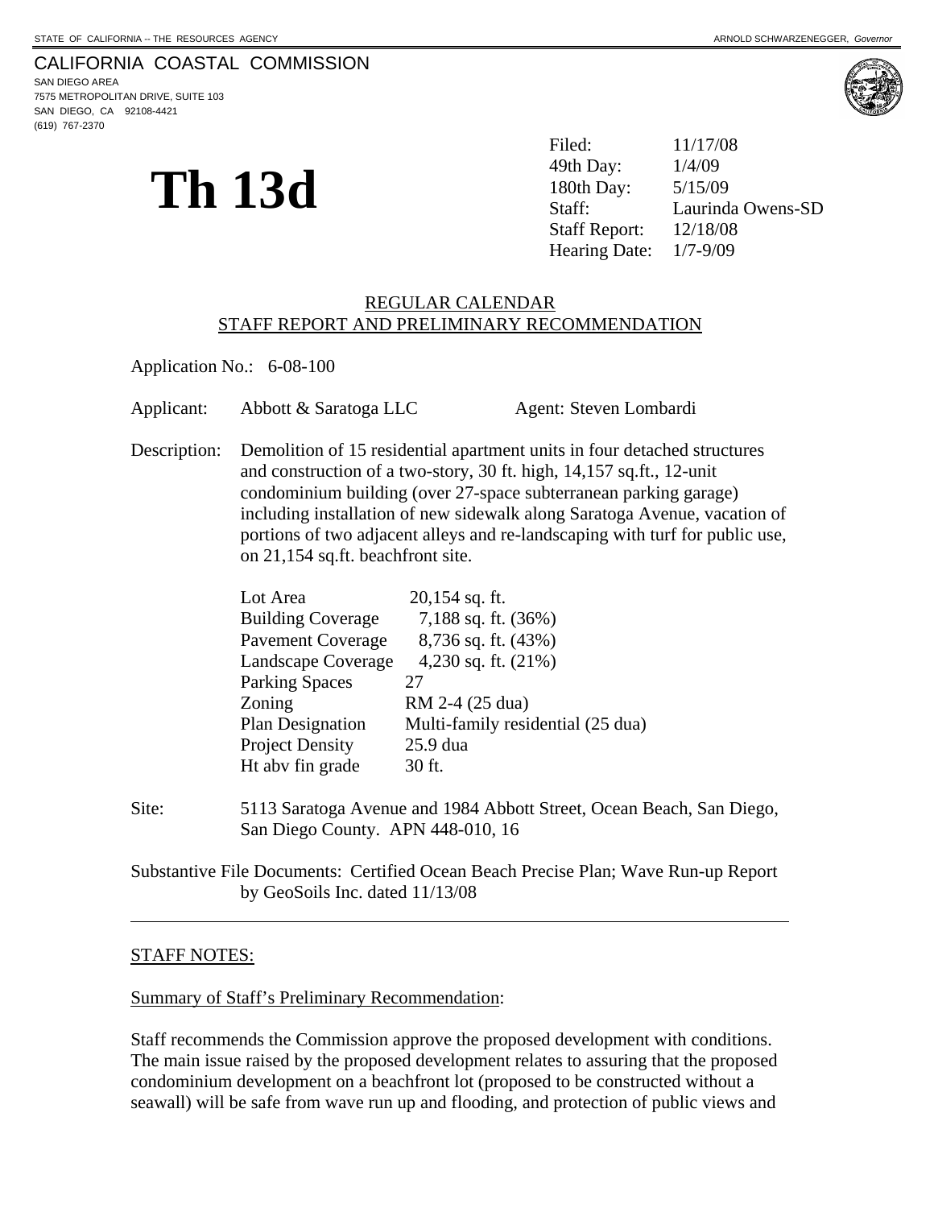STATE OF CALIFORNIA -- THE RESOURCES AGENCY

ARNOLD SCHWARZENEGGER, *Governor*

CALIFORNIA COASTAL COMMISSION
SAN DIEGO AREA
7575 METROPOLITAN DRIVE, SUITE 103
SAN DIEGO, CA 92108-4421
(619) 767-2370

# Th 13d

| | |
|---|---|
| Filed: | 11/17/08 |
| 49th Day: | 1/4/09 |
| 180th Day: | 5/15/09 |
| Staff: | Laurinda Owens-SD |
| Staff Report: | 12/18/08 |
| Hearing Date: | 1/7-9/09 |

REGULAR CALENDAR
STAFF REPORT AND PRELIMINARY RECOMMENDATION

Application No.: 6-08-100

Applicant: Abbott & Saratoga LLC Agent: Steven Lombardi

Description: Demolition of 15 residential apartment units in four detached structures and construction of a two-story, 30 ft. high, 14,157 sq.ft., 12-unit condominium building (over 27-space subterranean parking garage) including installation of new sidewalk along Saratoga Avenue, vacation of portions of two adjacent alleys and re-landscaping with turf for public use, on 21,154 sq.ft. beachfront site.

| | |
|---|---|
| Lot Area | 20,154 sq. ft. |
| Building Coverage | 7,188 sq. ft. (36%) |
| Pavement Coverage | 8,736 sq. ft. (43%) |
| Landscape Coverage | 4,230 sq. ft. (21%) |
| Parking Spaces | 27 |
| Zoning | RM 2-4 (25 dua) |
| Plan Designation | Multi-family residential (25 dua) |
| Project Density | 25.9 dua |
| Ht abv fin grade | 30 ft. |

Site: 5113 Saratoga Avenue and 1984 Abbott Street, Ocean Beach, San Diego, San Diego County. APN 448-010, 16

Substantive File Documents: Certified Ocean Beach Precise Plan; Wave Run-up Report by GeoSoils Inc. dated 11/13/08

STAFF NOTES:

Summary of Staff's Preliminary Recommendation:

Staff recommends the Commission approve the proposed development with conditions. The main issue raised by the proposed development relates to assuring that the proposed condominium development on a beachfront lot (proposed to be constructed without a seawall) will be safe from wave run up and flooding, and protection of public views and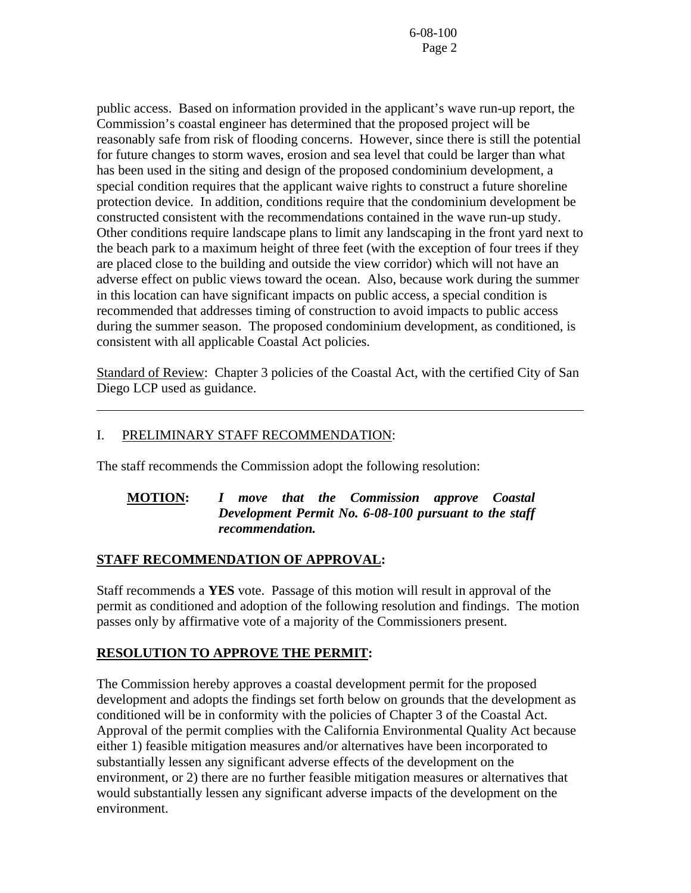public access. Based on information provided in the applicant's wave run-up report, the Commission's coastal engineer has determined that the proposed project will be reasonably safe from risk of flooding concerns. However, since there is still the potential for future changes to storm waves, erosion and sea level that could be larger than what has been used in the siting and design of the proposed condominium development, a special condition requires that the applicant waive rights to construct a future shoreline protection device. In addition, conditions require that the condominium development be constructed consistent with the recommendations contained in the wave run-up study. Other conditions require landscape plans to limit any landscaping in the front yard next to the beach park to a maximum height of three feet (with the exception of four trees if they are placed close to the building and outside the view corridor) which will not have an adverse effect on public views toward the ocean. Also, because work during the summer in this location can have significant impacts on public access, a special condition is recommended that addresses timing of construction to avoid impacts to public access during the summer season. The proposed condominium development, as conditioned, is consistent with all applicable Coastal Act policies.

Standard of Review: Chapter 3 policies of the Coastal Act, with the certified City of San Diego LCP used as guidance.

---

## I. PRELIMINARY STAFF RECOMMENDATION:

The staff recommends the Commission adopt the following resolution:

**MOTION:** ***I move that the Commission approve Coastal Development Permit No. 6-08-100 pursuant to the staff recommendation.***

**STAFF RECOMMENDATION OF APPROVAL:**

Staff recommends a **YES** vote. Passage of this motion will result in approval of the permit as conditioned and adoption of the following resolution and findings. The motion passes only by affirmative vote of a majority of the Commissioners present.

**RESOLUTION TO APPROVE THE PERMIT:**

The Commission hereby approves a coastal development permit for the proposed development and adopts the findings set forth below on grounds that the development as conditioned will be in conformity with the policies of Chapter 3 of the Coastal Act. Approval of the permit complies with the California Environmental Quality Act because either 1) feasible mitigation measures and/or alternatives have been incorporated to substantially lessen any significant adverse effects of the development on the environment, or 2) there are no further feasible mitigation measures or alternatives that would substantially lessen any significant adverse impacts of the development on the environment.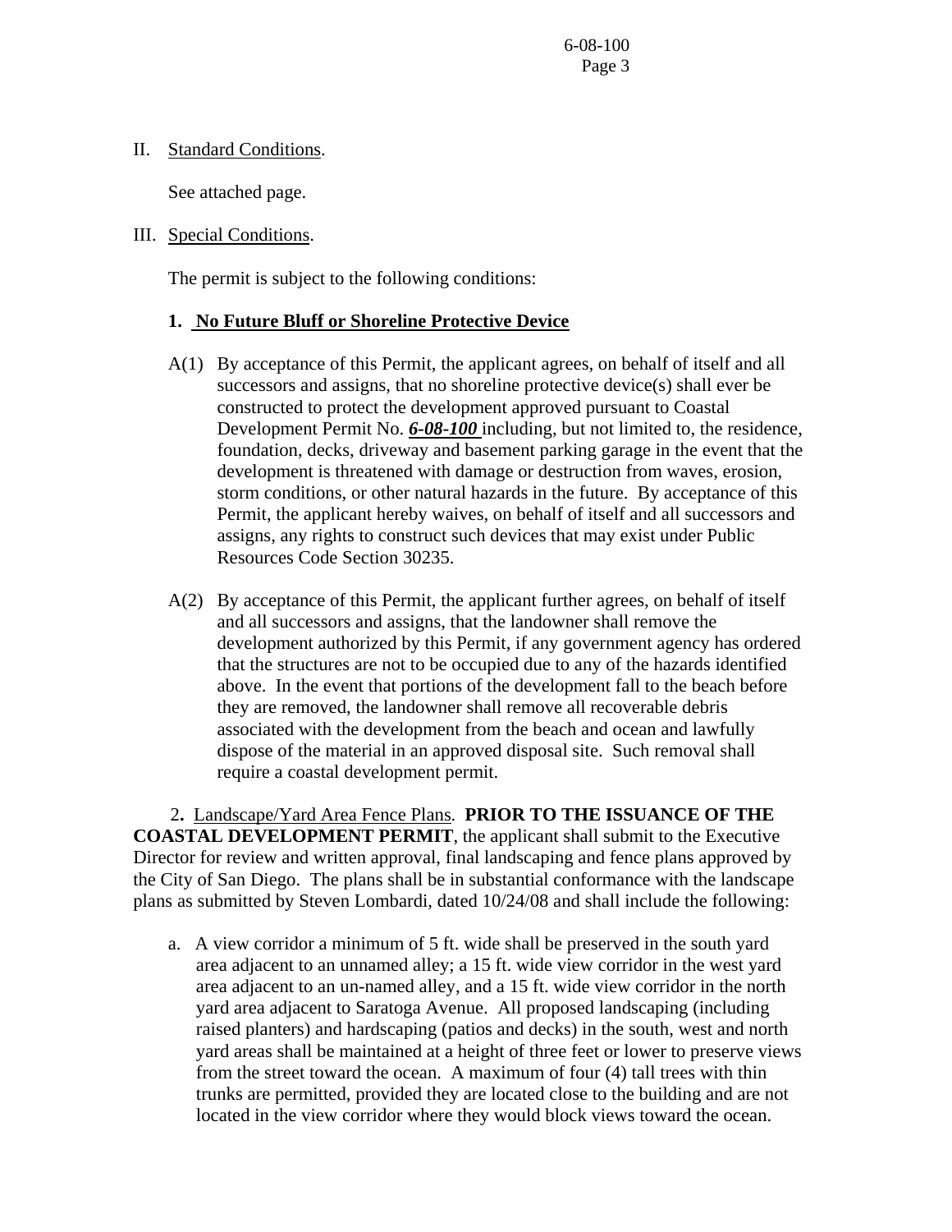II. Standard Conditions.

See attached page.

III. Special Conditions.

The permit is subject to the following conditions:

**1. No Future Bluff or Shoreline Protective Device**

A(1) By acceptance of this Permit, the applicant agrees, on behalf of itself and all successors and assigns, that no shoreline protective device(s) shall ever be constructed to protect the development approved pursuant to Coastal Development Permit No. ***6-08-100*** including, but not limited to, the residence, foundation, decks, driveway and basement parking garage in the event that the development is threatened with damage or destruction from waves, erosion, storm conditions, or other natural hazards in the future. By acceptance of this Permit, the applicant hereby waives, on behalf of itself and all successors and assigns, any rights to construct such devices that may exist under Public Resources Code Section 30235.

A(2) By acceptance of this Permit, the applicant further agrees, on behalf of itself and all successors and assigns, that the landowner shall remove the development authorized by this Permit, if any government agency has ordered that the structures are not to be occupied due to any of the hazards identified above. In the event that portions of the development fall to the beach before they are removed, the landowner shall remove all recoverable debris associated with the development from the beach and ocean and lawfully dispose of the material in an approved disposal site. Such removal shall require a coastal development permit.

**2.** Landscape/Yard Area Fence Plans. **PRIOR TO THE ISSUANCE OF THE COASTAL DEVELOPMENT PERMIT**, the applicant shall submit to the Executive Director for review and written approval, final landscaping and fence plans approved by the City of San Diego. The plans shall be in substantial conformance with the landscape plans as submitted by Steven Lombardi, dated 10/24/08 and shall include the following:

a. A view corridor a minimum of 5 ft. wide shall be preserved in the south yard area adjacent to an unnamed alley; a 15 ft. wide view corridor in the west yard area adjacent to an un-named alley, and a 15 ft. wide view corridor in the north yard area adjacent to Saratoga Avenue. All proposed landscaping (including raised planters) and hardscaping (patios and decks) in the south, west and north yard areas shall be maintained at a height of three feet or lower to preserve views from the street toward the ocean. A maximum of four (4) tall trees with thin trunks are permitted, provided they are located close to the building and are not located in the view corridor where they would block views toward the ocean.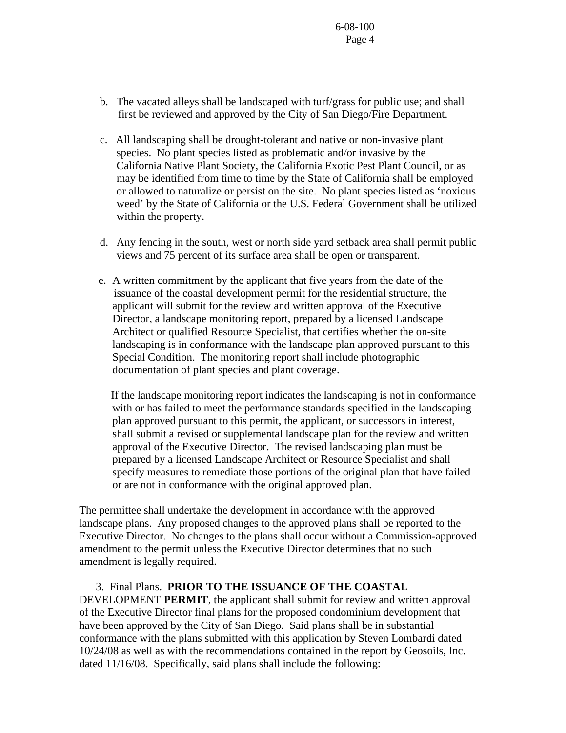b. The vacated alleys shall be landscaped with turf/grass for public use; and shall first be reviewed and approved by the City of San Diego/Fire Department.

c. All landscaping shall be drought-tolerant and native or non-invasive plant species. No plant species listed as problematic and/or invasive by the California Native Plant Society, the California Exotic Pest Plant Council, or as may be identified from time to time by the State of California shall be employed or allowed to naturalize or persist on the site. No plant species listed as 'noxious weed' by the State of California or the U.S. Federal Government shall be utilized within the property.

d. Any fencing in the south, west or north side yard setback area shall permit public views and 75 percent of its surface area shall be open or transparent.

e. A written commitment by the applicant that five years from the date of the issuance of the coastal development permit for the residential structure, the applicant will submit for the review and written approval of the Executive Director, a landscape monitoring report, prepared by a licensed Landscape Architect or qualified Resource Specialist, that certifies whether the on-site landscaping is in conformance with the landscape plan approved pursuant to this Special Condition. The monitoring report shall include photographic documentation of plant species and plant coverage.

   If the landscape monitoring report indicates the landscaping is not in conformance with or has failed to meet the performance standards specified in the landscaping plan approved pursuant to this permit, the applicant, or successors in interest, shall submit a revised or supplemental landscape plan for the review and written approval of the Executive Director. The revised landscaping plan must be prepared by a licensed Landscape Architect or Resource Specialist and shall specify measures to remediate those portions of the original plan that have failed or are not in conformance with the original approved plan.

The permittee shall undertake the development in accordance with the approved landscape plans. Any proposed changes to the approved plans shall be reported to the Executive Director. No changes to the plans shall occur without a Commission-approved amendment to the permit unless the Executive Director determines that no such amendment is legally required.

3. Final Plans. **PRIOR TO THE ISSUANCE OF THE COASTAL** DEVELOPMENT **PERMIT**, the applicant shall submit for review and written approval of the Executive Director final plans for the proposed condominium development that have been approved by the City of San Diego. Said plans shall be in substantial conformance with the plans submitted with this application by Steven Lombardi dated 10/24/08 as well as with the recommendations contained in the report by Geosoils, Inc. dated 11/16/08. Specifically, said plans shall include the following: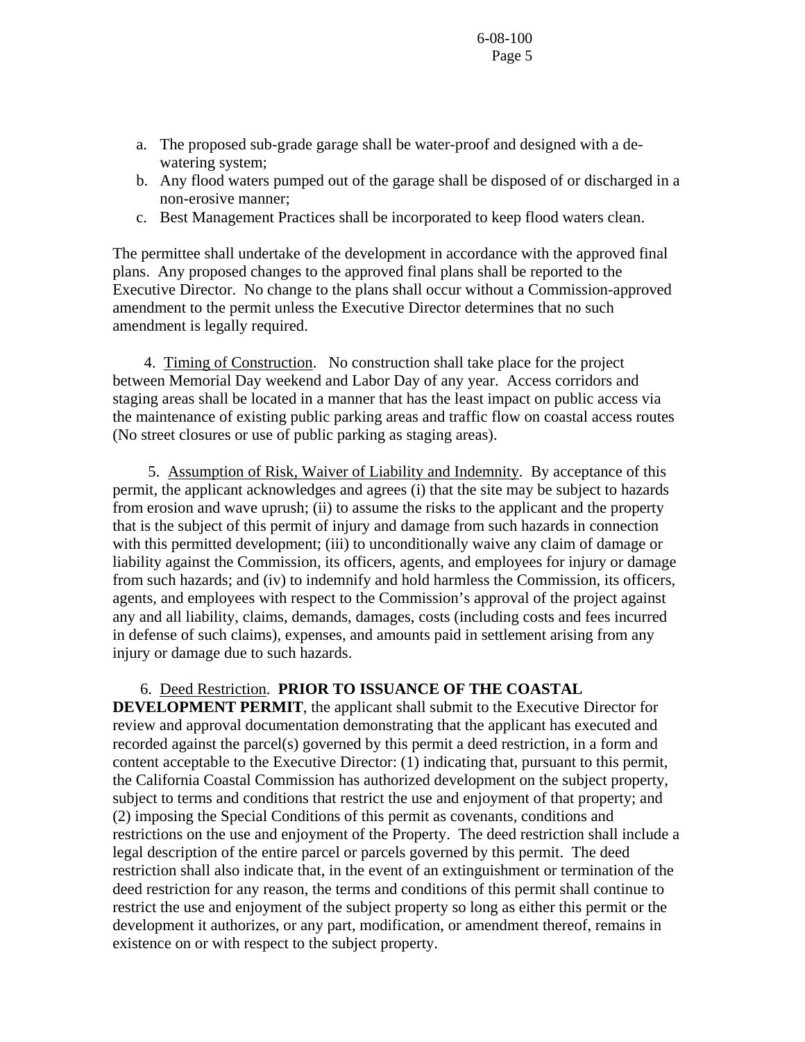a. The proposed sub-grade garage shall be water-proof and designed with a de-watering system;
b. Any flood waters pumped out of the garage shall be disposed of or discharged in a non-erosive manner;
c. Best Management Practices shall be incorporated to keep flood waters clean.

The permittee shall undertake of the development in accordance with the approved final plans. Any proposed changes to the approved final plans shall be reported to the Executive Director. No change to the plans shall occur without a Commission-approved amendment to the permit unless the Executive Director determines that no such amendment is legally required.

4. Timing of Construction. No construction shall take place for the project between Memorial Day weekend and Labor Day of any year. Access corridors and staging areas shall be located in a manner that has the least impact on public access via the maintenance of existing public parking areas and traffic flow on coastal access routes (No street closures or use of public parking as staging areas).

5. Assumption of Risk, Waiver of Liability and Indemnity. By acceptance of this permit, the applicant acknowledges and agrees (i) that the site may be subject to hazards from erosion and wave uprush; (ii) to assume the risks to the applicant and the property that is the subject of this permit of injury and damage from such hazards in connection with this permitted development; (iii) to unconditionally waive any claim of damage or liability against the Commission, its officers, agents, and employees for injury or damage from such hazards; and (iv) to indemnify and hold harmless the Commission, its officers, agents, and employees with respect to the Commission's approval of the project against any and all liability, claims, demands, damages, costs (including costs and fees incurred in defense of such claims), expenses, and amounts paid in settlement arising from any injury or damage due to such hazards.

6. Deed Restriction. **PRIOR TO ISSUANCE OF THE COASTAL DEVELOPMENT PERMIT**, the applicant shall submit to the Executive Director for review and approval documentation demonstrating that the applicant has executed and recorded against the parcel(s) governed by this permit a deed restriction, in a form and content acceptable to the Executive Director: (1) indicating that, pursuant to this permit, the California Coastal Commission has authorized development on the subject property, subject to terms and conditions that restrict the use and enjoyment of that property; and (2) imposing the Special Conditions of this permit as covenants, conditions and restrictions on the use and enjoyment of the Property. The deed restriction shall include a legal description of the entire parcel or parcels governed by this permit. The deed restriction shall also indicate that, in the event of an extinguishment or termination of the deed restriction for any reason, the terms and conditions of this permit shall continue to restrict the use and enjoyment of the subject property so long as either this permit or the development it authorizes, or any part, modification, or amendment thereof, remains in existence on or with respect to the subject property.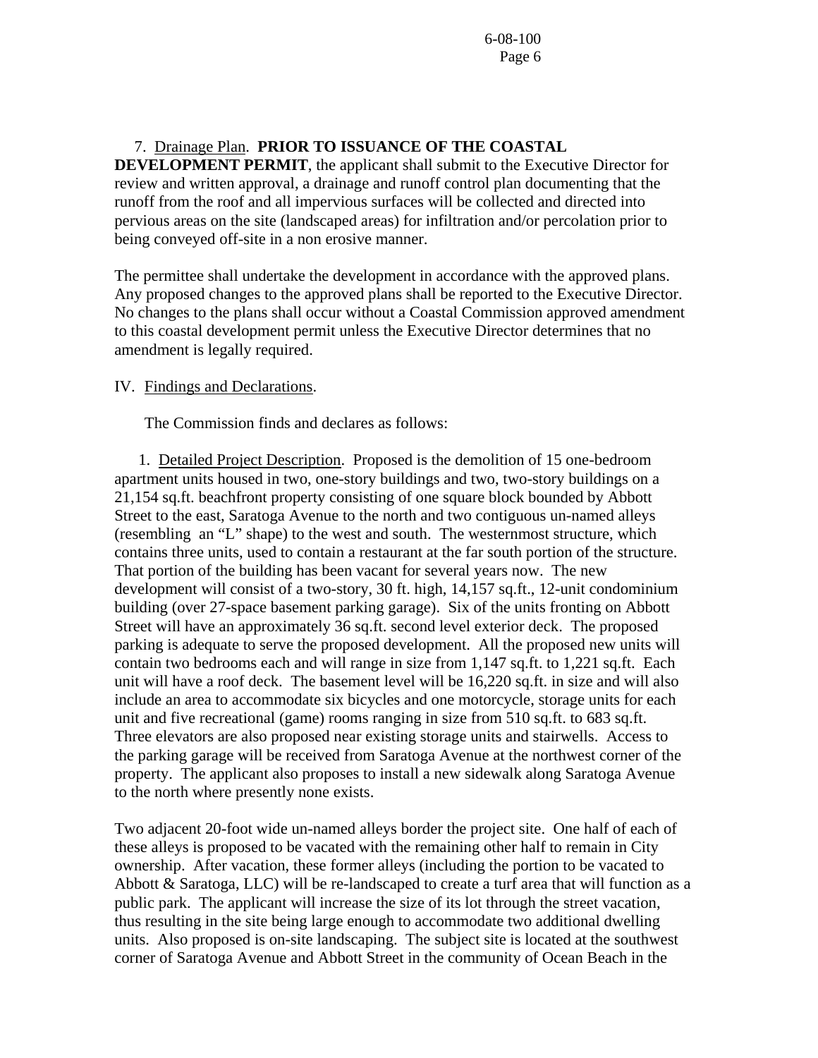7. Drainage Plan. **PRIOR TO ISSUANCE OF THE COASTAL DEVELOPMENT PERMIT**, the applicant shall submit to the Executive Director for review and written approval, a drainage and runoff control plan documenting that the runoff from the roof and all impervious surfaces will be collected and directed into pervious areas on the site (landscaped areas) for infiltration and/or percolation prior to being conveyed off-site in a non erosive manner.

The permittee shall undertake the development in accordance with the approved plans. Any proposed changes to the approved plans shall be reported to the Executive Director. No changes to the plans shall occur without a Coastal Commission approved amendment to this coastal development permit unless the Executive Director determines that no amendment is legally required.

IV. Findings and Declarations.

The Commission finds and declares as follows:

1. Detailed Project Description. Proposed is the demolition of 15 one-bedroom apartment units housed in two, one-story buildings and two, two-story buildings on a 21,154 sq.ft. beachfront property consisting of one square block bounded by Abbott Street to the east, Saratoga Avenue to the north and two contiguous un-named alleys (resembling an "L" shape) to the west and south. The westernmost structure, which contains three units, used to contain a restaurant at the far south portion of the structure. That portion of the building has been vacant for several years now. The new development will consist of a two-story, 30 ft. high, 14,157 sq.ft., 12-unit condominium building (over 27-space basement parking garage). Six of the units fronting on Abbott Street will have an approximately 36 sq.ft. second level exterior deck. The proposed parking is adequate to serve the proposed development. All the proposed new units will contain two bedrooms each and will range in size from 1,147 sq.ft. to 1,221 sq.ft. Each unit will have a roof deck. The basement level will be 16,220 sq.ft. in size and will also include an area to accommodate six bicycles and one motorcycle, storage units for each unit and five recreational (game) rooms ranging in size from 510 sq.ft. to 683 sq.ft. Three elevators are also proposed near existing storage units and stairwells. Access to the parking garage will be received from Saratoga Avenue at the northwest corner of the property. The applicant also proposes to install a new sidewalk along Saratoga Avenue to the north where presently none exists.

Two adjacent 20-foot wide un-named alleys border the project site. One half of each of these alleys is proposed to be vacated with the remaining other half to remain in City ownership. After vacation, these former alleys (including the portion to be vacated to Abbott & Saratoga, LLC) will be re-landscaped to create a turf area that will function as a public park. The applicant will increase the size of its lot through the street vacation, thus resulting in the site being large enough to accommodate two additional dwelling units. Also proposed is on-site landscaping. The subject site is located at the southwest corner of Saratoga Avenue and Abbott Street in the community of Ocean Beach in the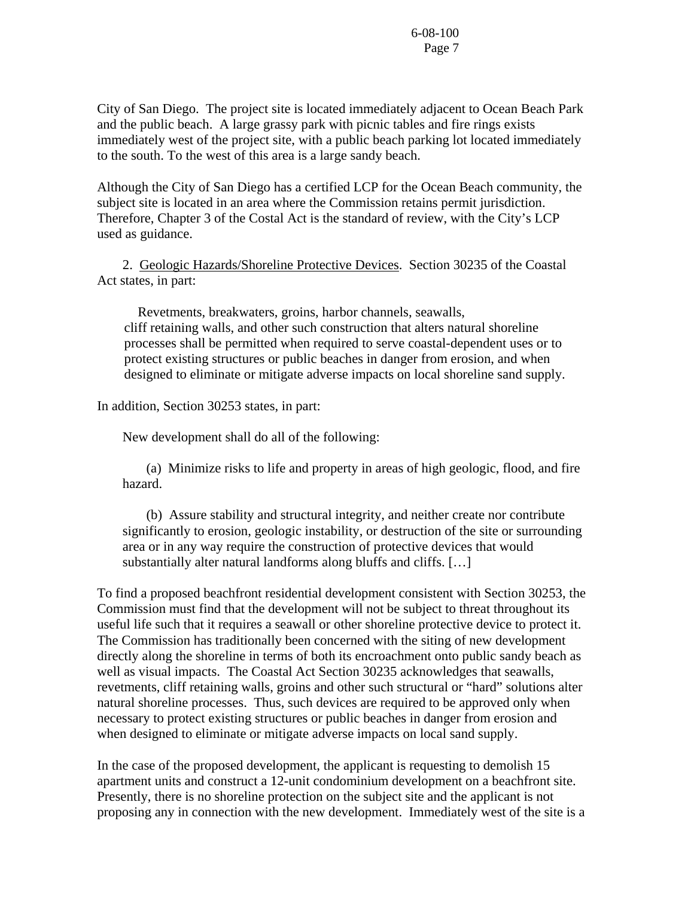City of San Diego. The project site is located immediately adjacent to Ocean Beach Park and the public beach. A large grassy park with picnic tables and fire rings exists immediately west of the project site, with a public beach parking lot located immediately to the south. To the west of this area is a large sandy beach.

Although the City of San Diego has a certified LCP for the Ocean Beach community, the subject site is located in an area where the Commission retains permit jurisdiction. Therefore, Chapter 3 of the Costal Act is the standard of review, with the City's LCP used as guidance.

2. Geologic Hazards/Shoreline Protective Devices. Section 30235 of the Coastal Act states, in part:

> Revetments, breakwaters, groins, harbor channels, seawalls, cliff retaining walls, and other such construction that alters natural shoreline processes shall be permitted when required to serve coastal-dependent uses or to protect existing structures or public beaches in danger from erosion, and when designed to eliminate or mitigate adverse impacts on local shoreline sand supply.

In addition, Section 30253 states, in part:

> New development shall do all of the following:
>
> (a) Minimize risks to life and property in areas of high geologic, flood, and fire hazard.
>
> (b) Assure stability and structural integrity, and neither create nor contribute significantly to erosion, geologic instability, or destruction of the site or surrounding area or in any way require the construction of protective devices that would substantially alter natural landforms along bluffs and cliffs. […]

To find a proposed beachfront residential development consistent with Section 30253, the Commission must find that the development will not be subject to threat throughout its useful life such that it requires a seawall or other shoreline protective device to protect it. The Commission has traditionally been concerned with the siting of new development directly along the shoreline in terms of both its encroachment onto public sandy beach as well as visual impacts. The Coastal Act Section 30235 acknowledges that seawalls, revetments, cliff retaining walls, groins and other such structural or "hard" solutions alter natural shoreline processes. Thus, such devices are required to be approved only when necessary to protect existing structures or public beaches in danger from erosion and when designed to eliminate or mitigate adverse impacts on local sand supply.

In the case of the proposed development, the applicant is requesting to demolish 15 apartment units and construct a 12-unit condominium development on a beachfront site. Presently, there is no shoreline protection on the subject site and the applicant is not proposing any in connection with the new development. Immediately west of the site is a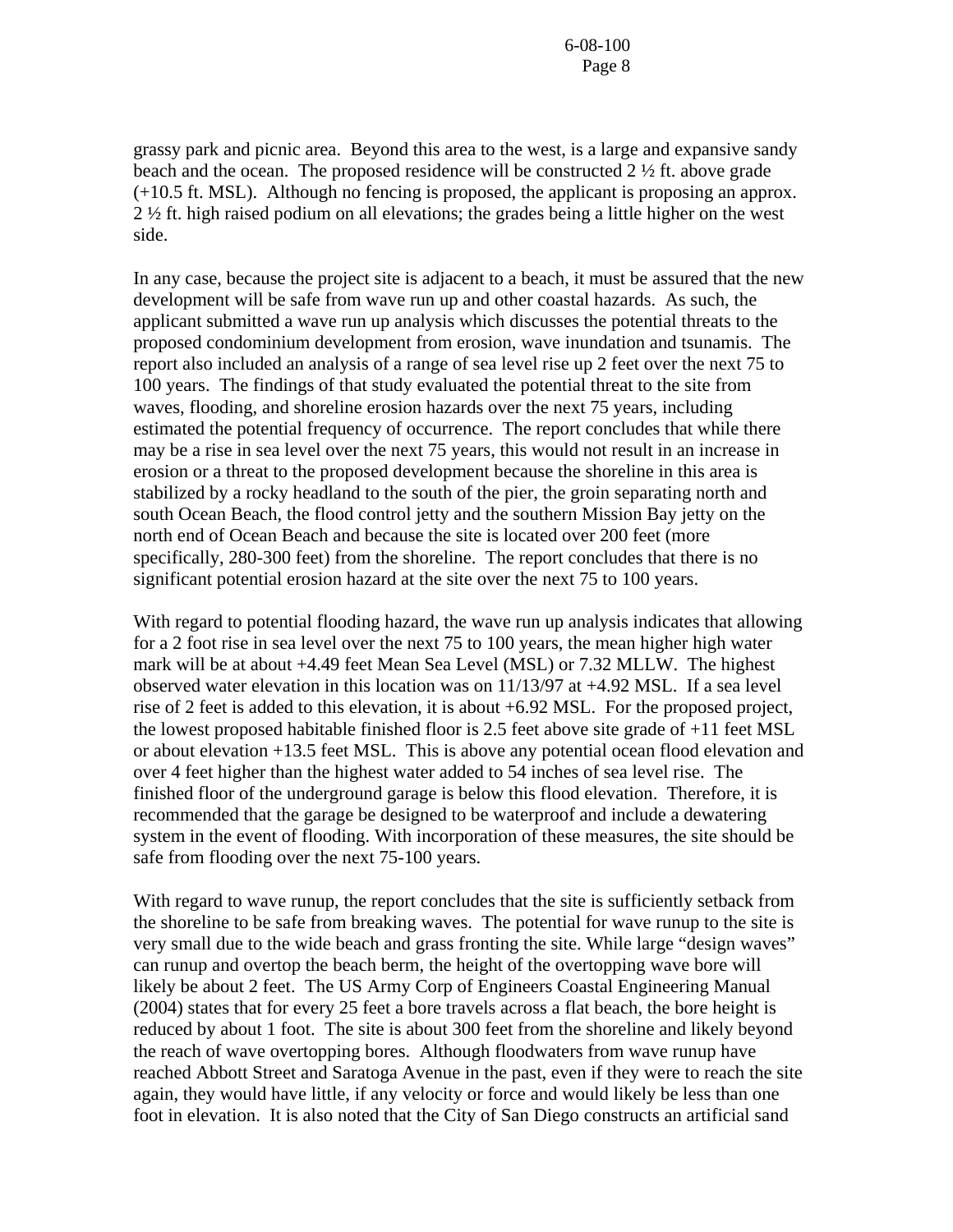grassy park and picnic area. Beyond this area to the west, is a large and expansive sandy beach and the ocean. The proposed residence will be constructed 2 ½ ft. above grade (+10.5 ft. MSL). Although no fencing is proposed, the applicant is proposing an approx. 2 ½ ft. high raised podium on all elevations; the grades being a little higher on the west side.

In any case, because the project site is adjacent to a beach, it must be assured that the new development will be safe from wave run up and other coastal hazards. As such, the applicant submitted a wave run up analysis which discusses the potential threats to the proposed condominium development from erosion, wave inundation and tsunamis. The report also included an analysis of a range of sea level rise up 2 feet over the next 75 to 100 years. The findings of that study evaluated the potential threat to the site from waves, flooding, and shoreline erosion hazards over the next 75 years, including estimated the potential frequency of occurrence. The report concludes that while there may be a rise in sea level over the next 75 years, this would not result in an increase in erosion or a threat to the proposed development because the shoreline in this area is stabilized by a rocky headland to the south of the pier, the groin separating north and south Ocean Beach, the flood control jetty and the southern Mission Bay jetty on the north end of Ocean Beach and because the site is located over 200 feet (more specifically, 280-300 feet) from the shoreline. The report concludes that there is no significant potential erosion hazard at the site over the next 75 to 100 years.

With regard to potential flooding hazard, the wave run up analysis indicates that allowing for a 2 foot rise in sea level over the next 75 to 100 years, the mean higher high water mark will be at about +4.49 feet Mean Sea Level (MSL) or 7.32 MLLW. The highest observed water elevation in this location was on 11/13/97 at +4.92 MSL. If a sea level rise of 2 feet is added to this elevation, it is about +6.92 MSL. For the proposed project, the lowest proposed habitable finished floor is 2.5 feet above site grade of +11 feet MSL or about elevation +13.5 feet MSL. This is above any potential ocean flood elevation and over 4 feet higher than the highest water added to 54 inches of sea level rise. The finished floor of the underground garage is below this flood elevation. Therefore, it is recommended that the garage be designed to be waterproof and include a dewatering system in the event of flooding. With incorporation of these measures, the site should be safe from flooding over the next 75-100 years.

With regard to wave runup, the report concludes that the site is sufficiently setback from the shoreline to be safe from breaking waves. The potential for wave runup to the site is very small due to the wide beach and grass fronting the site. While large "design waves" can runup and overtop the beach berm, the height of the overtopping wave bore will likely be about 2 feet. The US Army Corp of Engineers Coastal Engineering Manual (2004) states that for every 25 feet a bore travels across a flat beach, the bore height is reduced by about 1 foot. The site is about 300 feet from the shoreline and likely beyond the reach of wave overtopping bores. Although floodwaters from wave runup have reached Abbott Street and Saratoga Avenue in the past, even if they were to reach the site again, they would have little, if any velocity or force and would likely be less than one foot in elevation. It is also noted that the City of San Diego constructs an artificial sand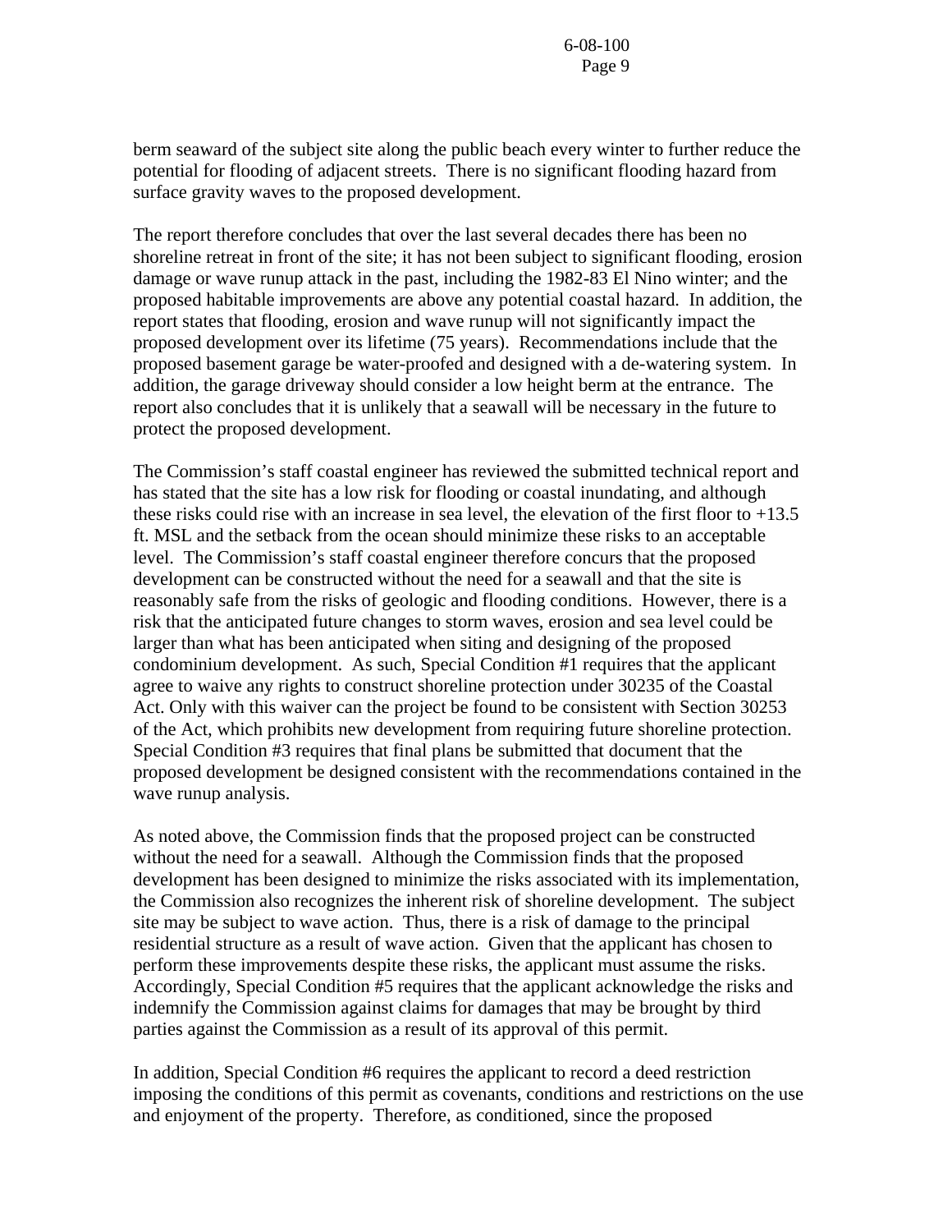berm seaward of the subject site along the public beach every winter to further reduce the potential for flooding of adjacent streets. There is no significant flooding hazard from surface gravity waves to the proposed development.

The report therefore concludes that over the last several decades there has been no shoreline retreat in front of the site; it has not been subject to significant flooding, erosion damage or wave runup attack in the past, including the 1982-83 El Nino winter; and the proposed habitable improvements are above any potential coastal hazard. In addition, the report states that flooding, erosion and wave runup will not significantly impact the proposed development over its lifetime (75 years). Recommendations include that the proposed basement garage be water-proofed and designed with a de-watering system. In addition, the garage driveway should consider a low height berm at the entrance. The report also concludes that it is unlikely that a seawall will be necessary in the future to protect the proposed development.

The Commission's staff coastal engineer has reviewed the submitted technical report and has stated that the site has a low risk for flooding or coastal inundating, and although these risks could rise with an increase in sea level, the elevation of the first floor to +13.5 ft. MSL and the setback from the ocean should minimize these risks to an acceptable level. The Commission's staff coastal engineer therefore concurs that the proposed development can be constructed without the need for a seawall and that the site is reasonably safe from the risks of geologic and flooding conditions. However, there is a risk that the anticipated future changes to storm waves, erosion and sea level could be larger than what has been anticipated when siting and designing of the proposed condominium development. As such, Special Condition #1 requires that the applicant agree to waive any rights to construct shoreline protection under 30235 of the Coastal Act. Only with this waiver can the project be found to be consistent with Section 30253 of the Act, which prohibits new development from requiring future shoreline protection. Special Condition #3 requires that final plans be submitted that document that the proposed development be designed consistent with the recommendations contained in the wave runup analysis.

As noted above, the Commission finds that the proposed project can be constructed without the need for a seawall. Although the Commission finds that the proposed development has been designed to minimize the risks associated with its implementation, the Commission also recognizes the inherent risk of shoreline development. The subject site may be subject to wave action. Thus, there is a risk of damage to the principal residential structure as a result of wave action. Given that the applicant has chosen to perform these improvements despite these risks, the applicant must assume the risks. Accordingly, Special Condition #5 requires that the applicant acknowledge the risks and indemnify the Commission against claims for damages that may be brought by third parties against the Commission as a result of its approval of this permit.

In addition, Special Condition #6 requires the applicant to record a deed restriction imposing the conditions of this permit as covenants, conditions and restrictions on the use and enjoyment of the property. Therefore, as conditioned, since the proposed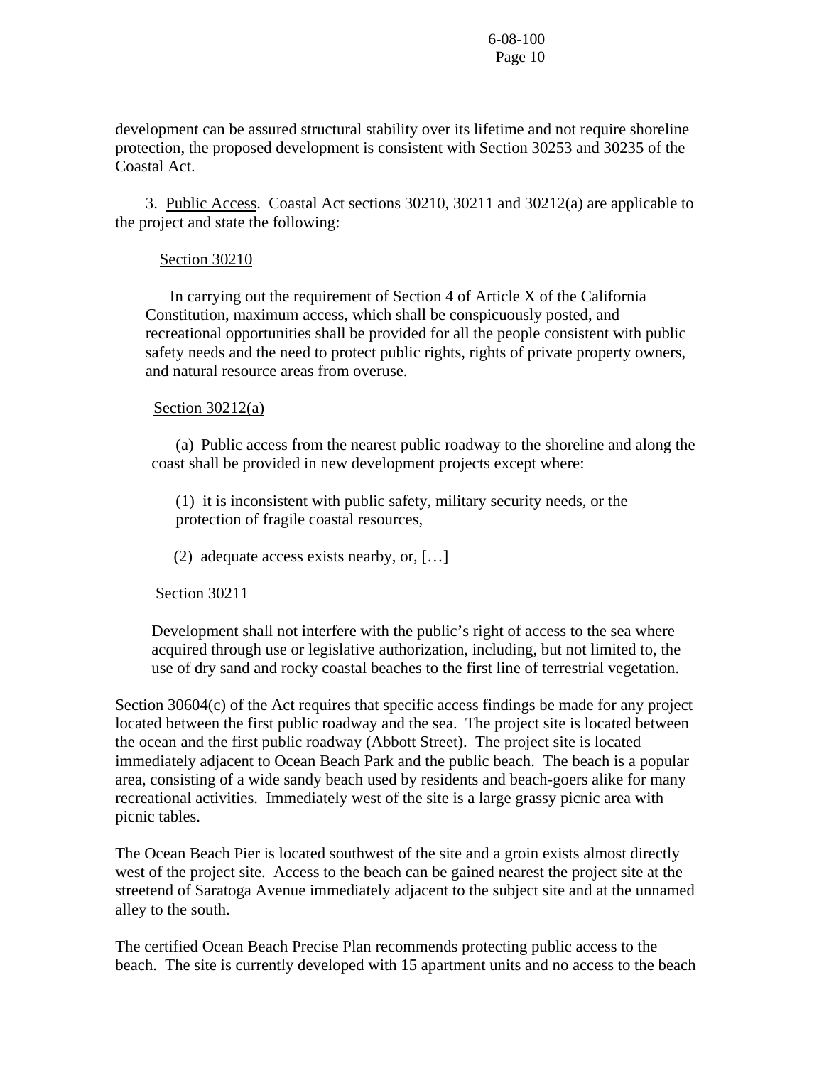development can be assured structural stability over its lifetime and not require shoreline protection, the proposed development is consistent with Section 30253 and 30235 of the Coastal Act.

3. Public Access. Coastal Act sections 30210, 30211 and 30212(a) are applicable to the project and state the following:

Section 30210

In carrying out the requirement of Section 4 of Article X of the California Constitution, maximum access, which shall be conspicuously posted, and recreational opportunities shall be provided for all the people consistent with public safety needs and the need to protect public rights, rights of private property owners, and natural resource areas from overuse.

Section 30212(a)

(a) Public access from the nearest public roadway to the shoreline and along the coast shall be provided in new development projects except where:

(1) it is inconsistent with public safety, military security needs, or the protection of fragile coastal resources,

(2) adequate access exists nearby, or, […]

Section 30211

Development shall not interfere with the public's right of access to the sea where acquired through use or legislative authorization, including, but not limited to, the use of dry sand and rocky coastal beaches to the first line of terrestrial vegetation.

Section 30604(c) of the Act requires that specific access findings be made for any project located between the first public roadway and the sea. The project site is located between the ocean and the first public roadway (Abbott Street). The project site is located immediately adjacent to Ocean Beach Park and the public beach. The beach is a popular area, consisting of a wide sandy beach used by residents and beach-goers alike for many recreational activities. Immediately west of the site is a large grassy picnic area with picnic tables.

The Ocean Beach Pier is located southwest of the site and a groin exists almost directly west of the project site. Access to the beach can be gained nearest the project site at the streetend of Saratoga Avenue immediately adjacent to the subject site and at the unnamed alley to the south.

The certified Ocean Beach Precise Plan recommends protecting public access to the beach. The site is currently developed with 15 apartment units and no access to the beach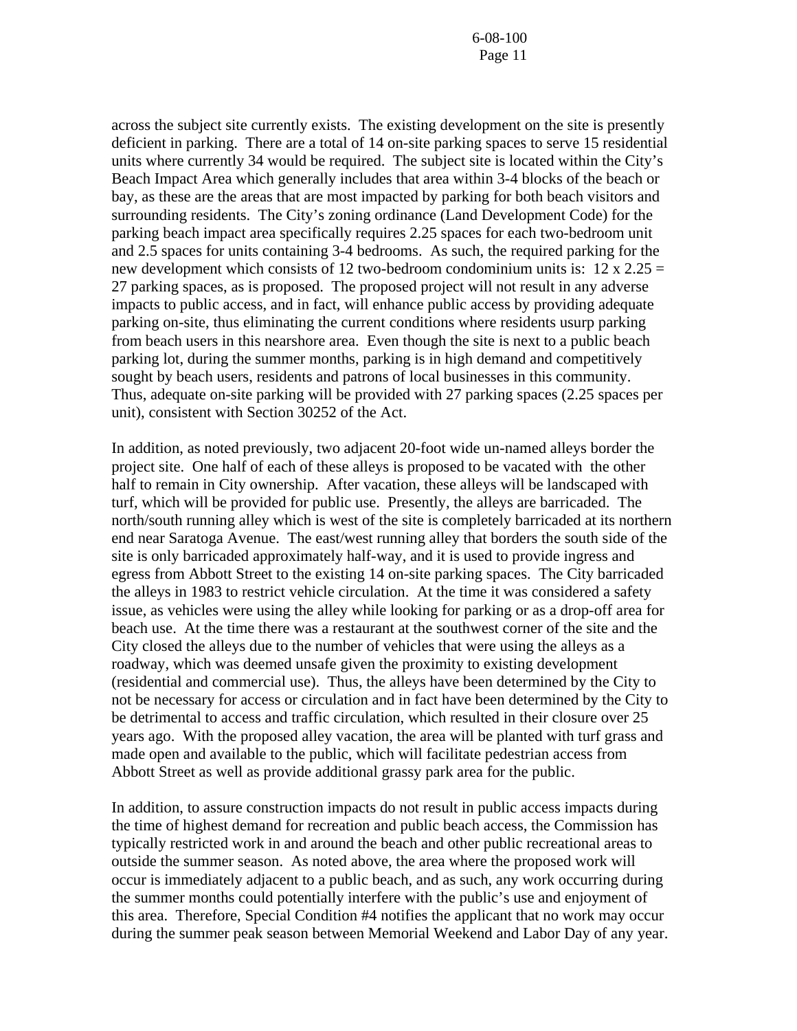across the subject site currently exists. The existing development on the site is presently deficient in parking. There are a total of 14 on-site parking spaces to serve 15 residential units where currently 34 would be required. The subject site is located within the City's Beach Impact Area which generally includes that area within 3-4 blocks of the beach or bay, as these are the areas that are most impacted by parking for both beach visitors and surrounding residents. The City's zoning ordinance (Land Development Code) for the parking beach impact area specifically requires 2.25 spaces for each two-bedroom unit and 2.5 spaces for units containing 3-4 bedrooms. As such, the required parking for the new development which consists of 12 two-bedroom condominium units is: 12 x 2.25 = 27 parking spaces, as is proposed. The proposed project will not result in any adverse impacts to public access, and in fact, will enhance public access by providing adequate parking on-site, thus eliminating the current conditions where residents usurp parking from beach users in this nearshore area. Even though the site is next to a public beach parking lot, during the summer months, parking is in high demand and competitively sought by beach users, residents and patrons of local businesses in this community. Thus, adequate on-site parking will be provided with 27 parking spaces (2.25 spaces per unit), consistent with Section 30252 of the Act.

In addition, as noted previously, two adjacent 20-foot wide un-named alleys border the project site. One half of each of these alleys is proposed to be vacated with the other half to remain in City ownership. After vacation, these alleys will be landscaped with turf, which will be provided for public use. Presently, the alleys are barricaded. The north/south running alley which is west of the site is completely barricaded at its northern end near Saratoga Avenue. The east/west running alley that borders the south side of the site is only barricaded approximately half-way, and it is used to provide ingress and egress from Abbott Street to the existing 14 on-site parking spaces. The City barricaded the alleys in 1983 to restrict vehicle circulation. At the time it was considered a safety issue, as vehicles were using the alley while looking for parking or as a drop-off area for beach use. At the time there was a restaurant at the southwest corner of the site and the City closed the alleys due to the number of vehicles that were using the alleys as a roadway, which was deemed unsafe given the proximity to existing development (residential and commercial use). Thus, the alleys have been determined by the City to not be necessary for access or circulation and in fact have been determined by the City to be detrimental to access and traffic circulation, which resulted in their closure over 25 years ago. With the proposed alley vacation, the area will be planted with turf grass and made open and available to the public, which will facilitate pedestrian access from Abbott Street as well as provide additional grassy park area for the public.

In addition, to assure construction impacts do not result in public access impacts during the time of highest demand for recreation and public beach access, the Commission has typically restricted work in and around the beach and other public recreational areas to outside the summer season. As noted above, the area where the proposed work will occur is immediately adjacent to a public beach, and as such, any work occurring during the summer months could potentially interfere with the public's use and enjoyment of this area. Therefore, Special Condition #4 notifies the applicant that no work may occur during the summer peak season between Memorial Weekend and Labor Day of any year.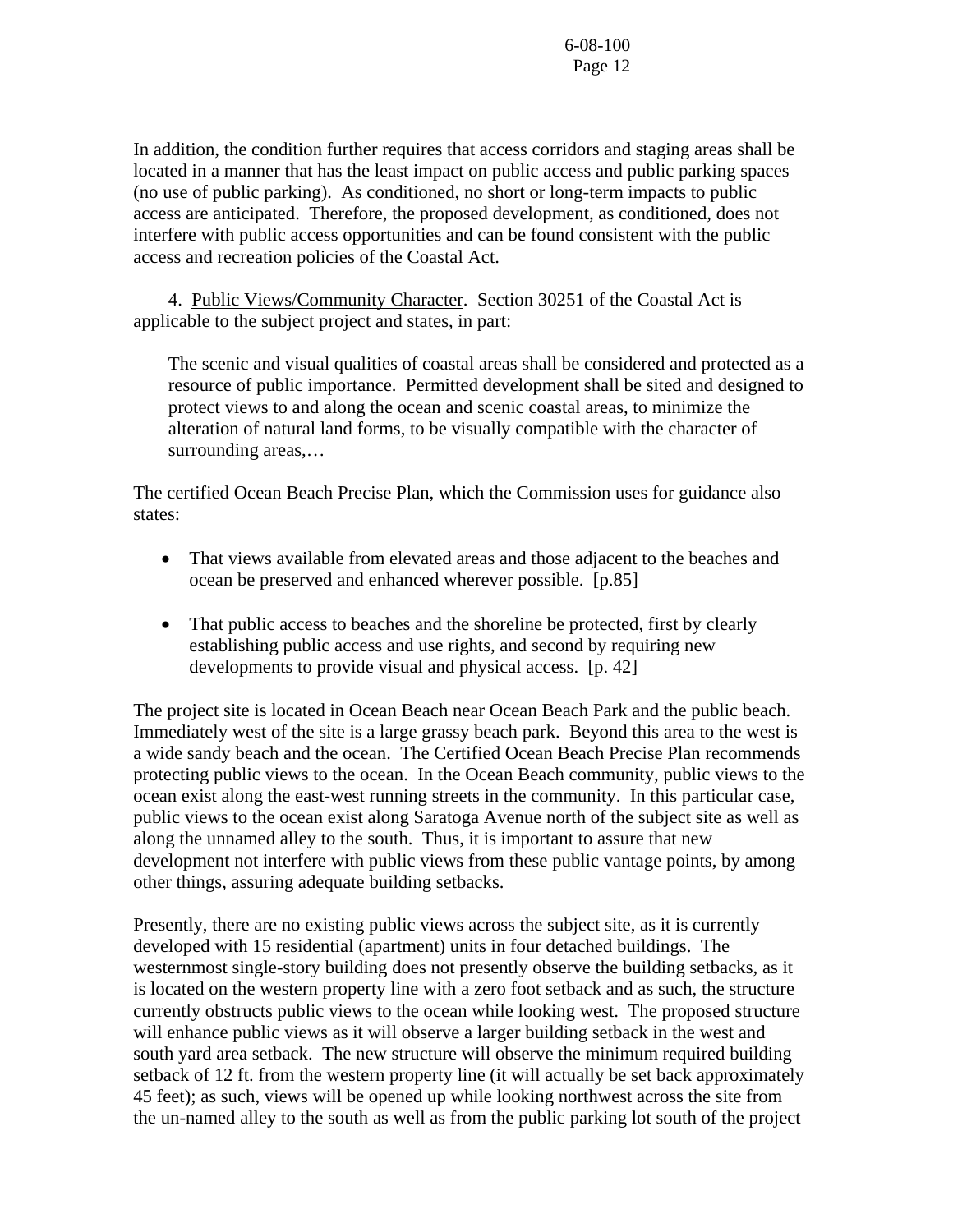In addition, the condition further requires that access corridors and staging areas shall be located in a manner that has the least impact on public access and public parking spaces (no use of public parking). As conditioned, no short or long-term impacts to public access are anticipated. Therefore, the proposed development, as conditioned, does not interfere with public access opportunities and can be found consistent with the public access and recreation policies of the Coastal Act.

4. Public Views/Community Character. Section 30251 of the Coastal Act is applicable to the subject project and states, in part:

> The scenic and visual qualities of coastal areas shall be considered and protected as a resource of public importance. Permitted development shall be sited and designed to protect views to and along the ocean and scenic coastal areas, to minimize the alteration of natural land forms, to be visually compatible with the character of surrounding areas,…

The certified Ocean Beach Precise Plan, which the Commission uses for guidance also states:

- That views available from elevated areas and those adjacent to the beaches and ocean be preserved and enhanced wherever possible. [p.85]
- That public access to beaches and the shoreline be protected, first by clearly establishing public access and use rights, and second by requiring new developments to provide visual and physical access. [p. 42]

The project site is located in Ocean Beach near Ocean Beach Park and the public beach. Immediately west of the site is a large grassy beach park. Beyond this area to the west is a wide sandy beach and the ocean. The Certified Ocean Beach Precise Plan recommends protecting public views to the ocean. In the Ocean Beach community, public views to the ocean exist along the east-west running streets in the community. In this particular case, public views to the ocean exist along Saratoga Avenue north of the subject site as well as along the unnamed alley to the south. Thus, it is important to assure that new development not interfere with public views from these public vantage points, by among other things, assuring adequate building setbacks.

Presently, there are no existing public views across the subject site, as it is currently developed with 15 residential (apartment) units in four detached buildings. The westernmost single-story building does not presently observe the building setbacks, as it is located on the western property line with a zero foot setback and as such, the structure currently obstructs public views to the ocean while looking west. The proposed structure will enhance public views as it will observe a larger building setback in the west and south yard area setback. The new structure will observe the minimum required building setback of 12 ft. from the western property line (it will actually be set back approximately 45 feet); as such, views will be opened up while looking northwest across the site from the un-named alley to the south as well as from the public parking lot south of the project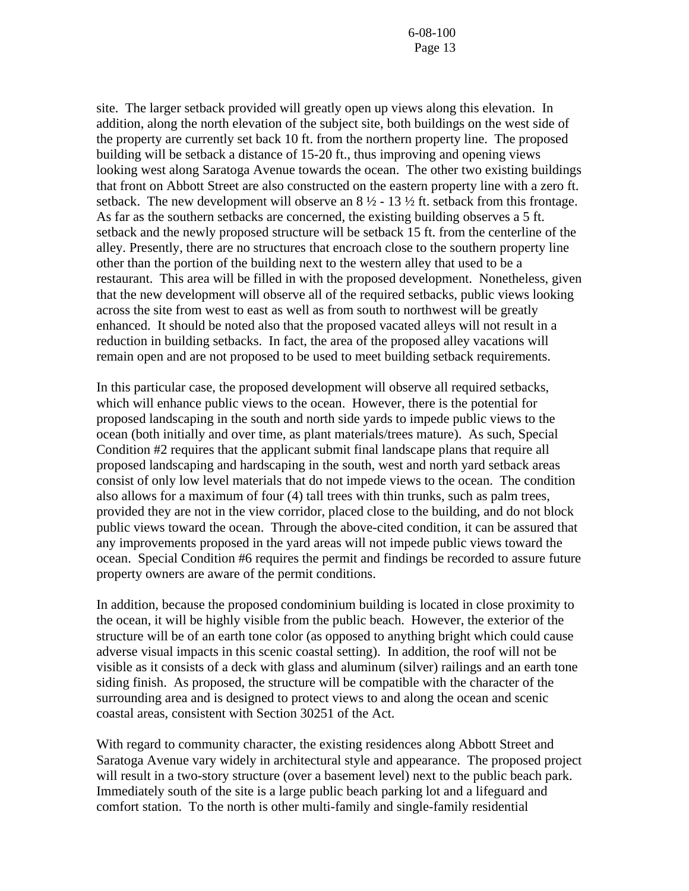site. The larger setback provided will greatly open up views along this elevation. In addition, along the north elevation of the subject site, both buildings on the west side of the property are currently set back 10 ft. from the northern property line. The proposed building will be setback a distance of 15-20 ft., thus improving and opening views looking west along Saratoga Avenue towards the ocean. The other two existing buildings that front on Abbott Street are also constructed on the eastern property line with a zero ft. setback. The new development will observe an 8 ½ - 13 ½ ft. setback from this frontage. As far as the southern setbacks are concerned, the existing building observes a 5 ft. setback and the newly proposed structure will be setback 15 ft. from the centerline of the alley. Presently, there are no structures that encroach close to the southern property line other than the portion of the building next to the western alley that used to be a restaurant. This area will be filled in with the proposed development. Nonetheless, given that the new development will observe all of the required setbacks, public views looking across the site from west to east as well as from south to northwest will be greatly enhanced. It should be noted also that the proposed vacated alleys will not result in a reduction in building setbacks. In fact, the area of the proposed alley vacations will remain open and are not proposed to be used to meet building setback requirements.

In this particular case, the proposed development will observe all required setbacks, which will enhance public views to the ocean. However, there is the potential for proposed landscaping in the south and north side yards to impede public views to the ocean (both initially and over time, as plant materials/trees mature). As such, Special Condition #2 requires that the applicant submit final landscape plans that require all proposed landscaping and hardscaping in the south, west and north yard setback areas consist of only low level materials that do not impede views to the ocean. The condition also allows for a maximum of four (4) tall trees with thin trunks, such as palm trees, provided they are not in the view corridor, placed close to the building, and do not block public views toward the ocean. Through the above-cited condition, it can be assured that any improvements proposed in the yard areas will not impede public views toward the ocean. Special Condition #6 requires the permit and findings be recorded to assure future property owners are aware of the permit conditions.

In addition, because the proposed condominium building is located in close proximity to the ocean, it will be highly visible from the public beach. However, the exterior of the structure will be of an earth tone color (as opposed to anything bright which could cause adverse visual impacts in this scenic coastal setting). In addition, the roof will not be visible as it consists of a deck with glass and aluminum (silver) railings and an earth tone siding finish. As proposed, the structure will be compatible with the character of the surrounding area and is designed to protect views to and along the ocean and scenic coastal areas, consistent with Section 30251 of the Act.

With regard to community character, the existing residences along Abbott Street and Saratoga Avenue vary widely in architectural style and appearance. The proposed project will result in a two-story structure (over a basement level) next to the public beach park. Immediately south of the site is a large public beach parking lot and a lifeguard and comfort station. To the north is other multi-family and single-family residential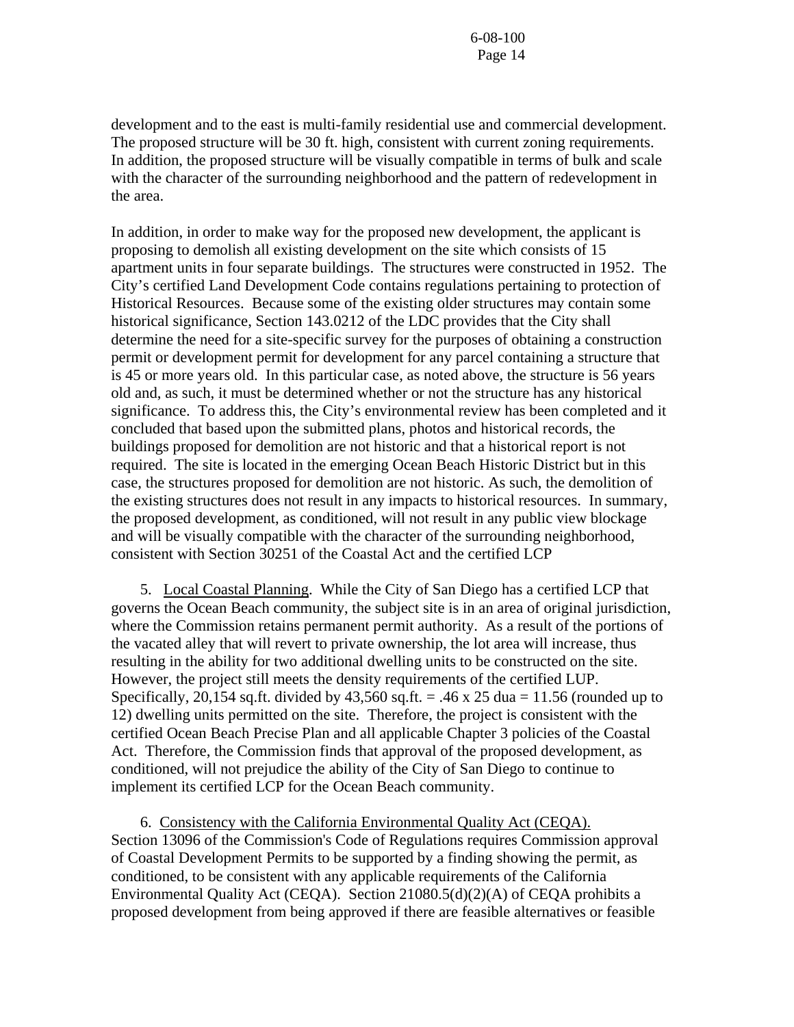development and to the east is multi-family residential use and commercial development. The proposed structure will be 30 ft. high, consistent with current zoning requirements. In addition, the proposed structure will be visually compatible in terms of bulk and scale with the character of the surrounding neighborhood and the pattern of redevelopment in the area.

In addition, in order to make way for the proposed new development, the applicant is proposing to demolish all existing development on the site which consists of 15 apartment units in four separate buildings. The structures were constructed in 1952. The City's certified Land Development Code contains regulations pertaining to protection of Historical Resources. Because some of the existing older structures may contain some historical significance, Section 143.0212 of the LDC provides that the City shall determine the need for a site-specific survey for the purposes of obtaining a construction permit or development permit for development for any parcel containing a structure that is 45 or more years old. In this particular case, as noted above, the structure is 56 years old and, as such, it must be determined whether or not the structure has any historical significance. To address this, the City's environmental review has been completed and it concluded that based upon the submitted plans, photos and historical records, the buildings proposed for demolition are not historic and that a historical report is not required. The site is located in the emerging Ocean Beach Historic District but in this case, the structures proposed for demolition are not historic. As such, the demolition of the existing structures does not result in any impacts to historical resources. In summary, the proposed development, as conditioned, will not result in any public view blockage and will be visually compatible with the character of the surrounding neighborhood, consistent with Section 30251 of the Coastal Act and the certified LCP

5. Local Coastal Planning. While the City of San Diego has a certified LCP that governs the Ocean Beach community, the subject site is in an area of original jurisdiction, where the Commission retains permanent permit authority. As a result of the portions of the vacated alley that will revert to private ownership, the lot area will increase, thus resulting in the ability for two additional dwelling units to be constructed on the site. However, the project still meets the density requirements of the certified LUP. Specifically, 20,154 sq.ft. divided by 43,560 sq.ft. = .46 x 25 dua = 11.56 (rounded up to 12) dwelling units permitted on the site. Therefore, the project is consistent with the certified Ocean Beach Precise Plan and all applicable Chapter 3 policies of the Coastal Act. Therefore, the Commission finds that approval of the proposed development, as conditioned, will not prejudice the ability of the City of San Diego to continue to implement its certified LCP for the Ocean Beach community.

6. Consistency with the California Environmental Quality Act (CEQA). Section 13096 of the Commission's Code of Regulations requires Commission approval of Coastal Development Permits to be supported by a finding showing the permit, as conditioned, to be consistent with any applicable requirements of the California Environmental Quality Act (CEQA). Section 21080.5(d)(2)(A) of CEQA prohibits a proposed development from being approved if there are feasible alternatives or feasible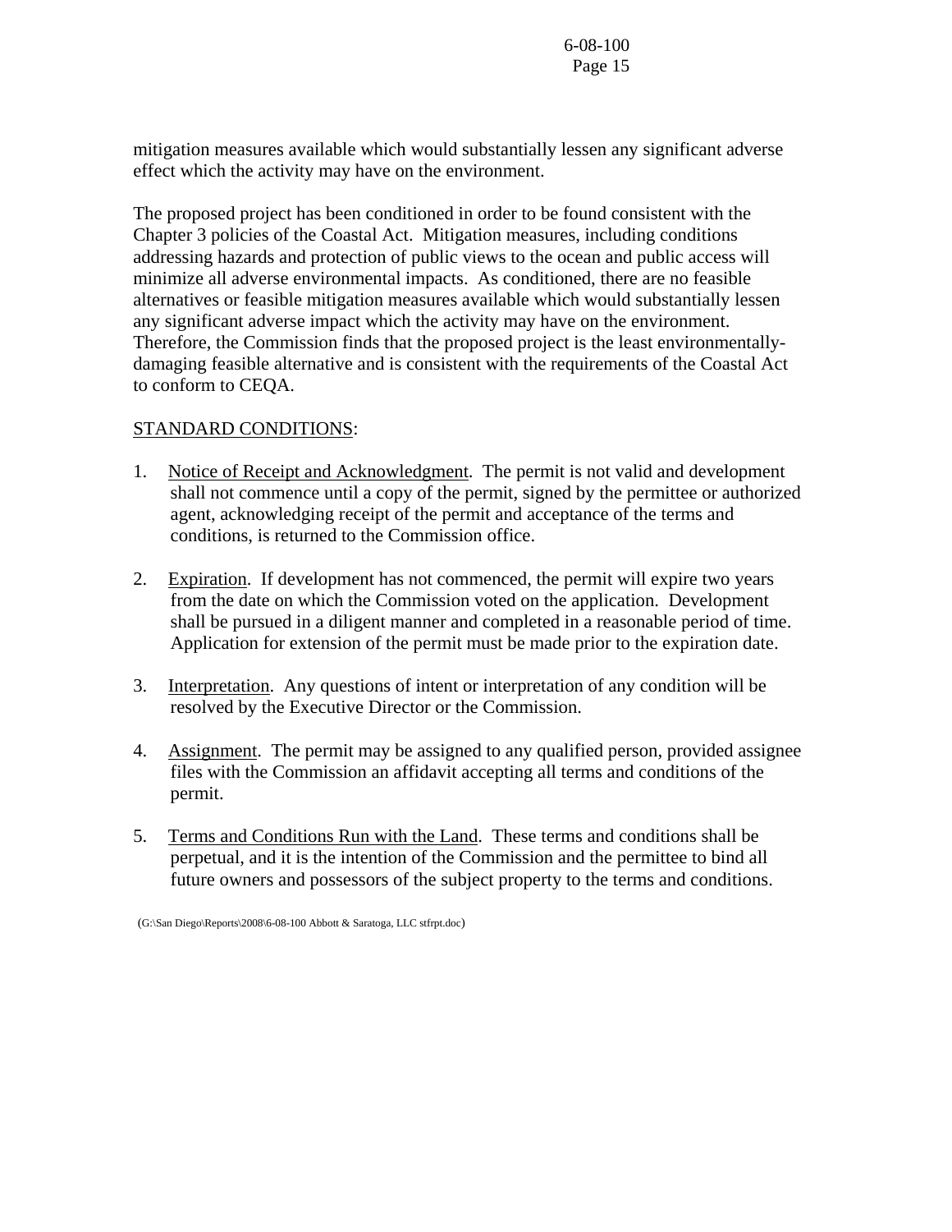mitigation measures available which would substantially lessen any significant adverse effect which the activity may have on the environment.

The proposed project has been conditioned in order to be found consistent with the Chapter 3 policies of the Coastal Act. Mitigation measures, including conditions addressing hazards and protection of public views to the ocean and public access will minimize all adverse environmental impacts. As conditioned, there are no feasible alternatives or feasible mitigation measures available which would substantially lessen any significant adverse impact which the activity may have on the environment. Therefore, the Commission finds that the proposed project is the least environmentally-damaging feasible alternative and is consistent with the requirements of the Coastal Act to conform to CEQA.

<u>STANDARD CONDITIONS</u>:

1. <u>Notice of Receipt and Acknowledgment</u>. The permit is not valid and development shall not commence until a copy of the permit, signed by the permittee or authorized agent, acknowledging receipt of the permit and acceptance of the terms and conditions, is returned to the Commission office.

2. <u>Expiration</u>. If development has not commenced, the permit will expire two years from the date on which the Commission voted on the application. Development shall be pursued in a diligent manner and completed in a reasonable period of time. Application for extension of the permit must be made prior to the expiration date.

3. <u>Interpretation</u>. Any questions of intent or interpretation of any condition will be resolved by the Executive Director or the Commission.

4. <u>Assignment</u>. The permit may be assigned to any qualified person, provided assignee files with the Commission an affidavit accepting all terms and conditions of the permit.

5. <u>Terms and Conditions Run with the Land</u>. These terms and conditions shall be perpetual, and it is the intention of the Commission and the permittee to bind all future owners and possessors of the subject property to the terms and conditions.

(G:\San Diego\Reports\2008\6-08-100 Abbott & Saratoga, LLC stfrpt.doc)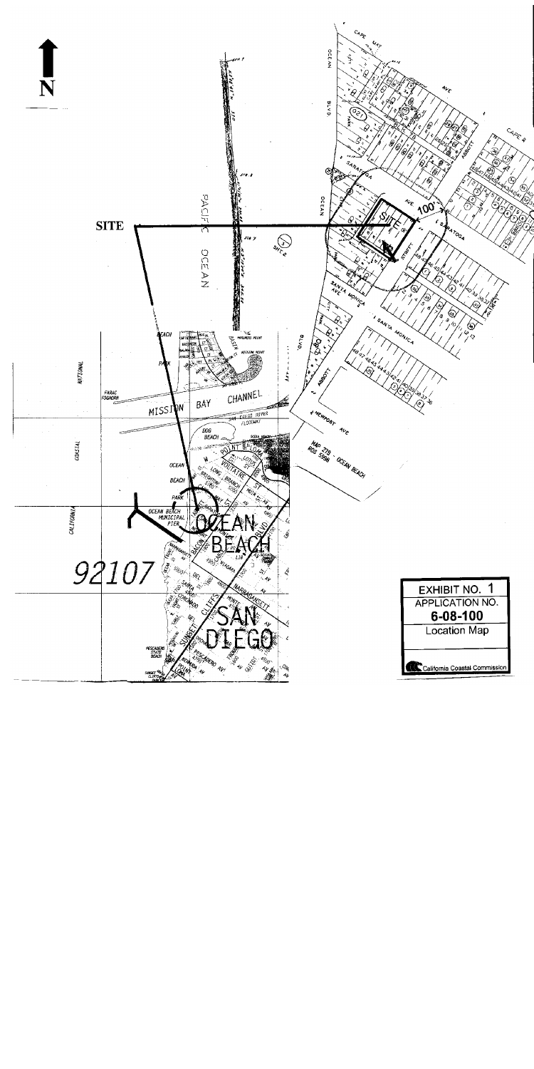N

SITE

PACIFIC OCEAN

OCEAN BLVD

SARATOGA AVE

SANTA MONICA AVE

ABBOTT

NEWPORT AVE

MAP 278 - OCEAN BEACH
ROS 5998

MISSION BAY CHANNEL

DOG BEACH

OCEAN BEACH

OCEAN BEACH MUNICIPAL PIER

OCEAN BEACH

SAN DIEGO

92107

| EXHIBIT NO. 1 |
| --- |
| APPLICATION NO. |
| **6-08-100** |
| Location Map |
| California Coastal Commission |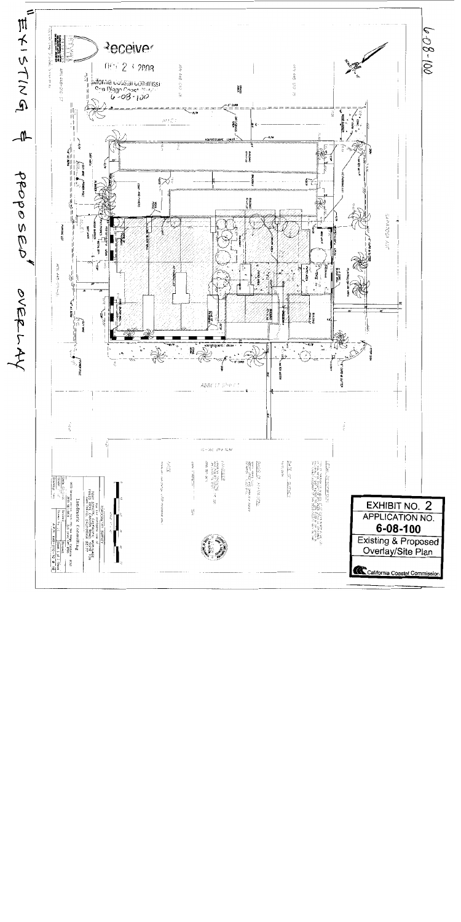"EXISTING & PROPOSED" OVERLAY

6-08-100

Received

DEC 2 3 2008

California Coastal Commission
San Diego Coast District
6-08-100

SARATOGA AVE

ABBOTT STREET

Landmark Consulting

EXHIBIT NO. 2
APPLICATION NO.
**6-08-100**
Existing & Proposed Overlay/Site Plan

California Coastal Commission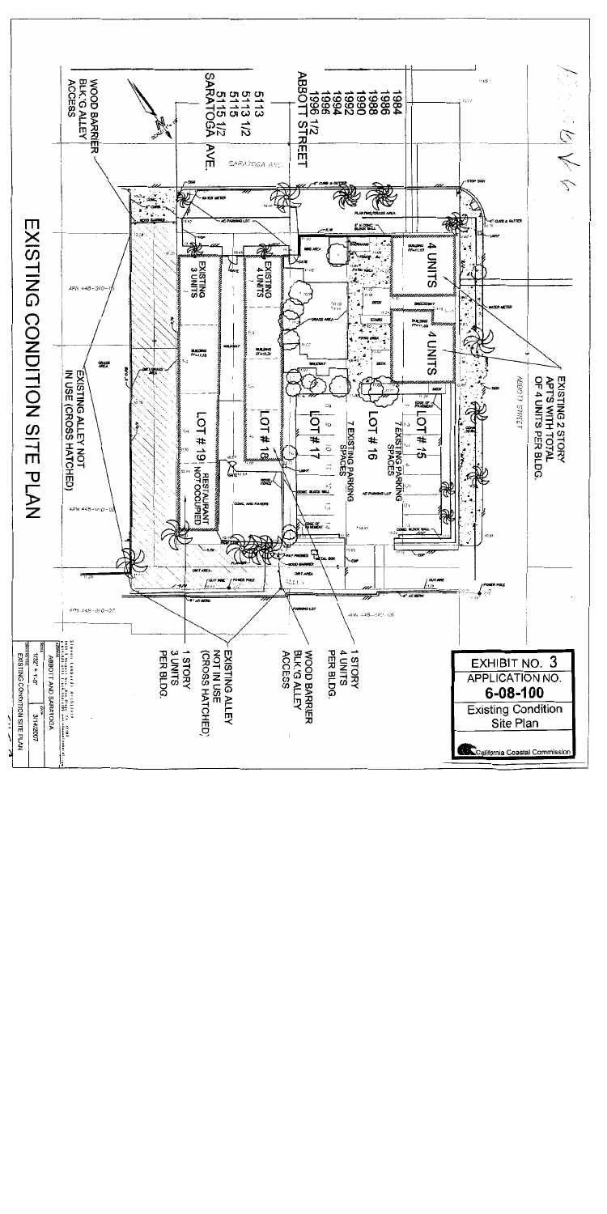EXHIBIT NO. 3

APPLICATION NO.

**6-08-100**

Existing Condition Site Plan

California Coastal Commission

# EXISTING CONDITION SITE PLAN

1984
1986
1988
1990
1992
1994
1996
1996 1/2
ABBOTT STREET

5113
5113 1/2
5115
5115 1/2
SARATOGA AVE.

WOOD BARRIER BLK'G ALLEY ACCESS

EXISTING 2 STORY APT'S WITH TOTAL OF 4 UNITS PER BLDG.

4 UNITS

4 UNITS

LOT # 15

LOT # 16

7 EXISTING PARKING SPACES

LOT # 17

7 EXISTING PARKING SPACES

LOT # 18

EXISTING 4 UNITS

LOT # 19

EXISTING 3 UNITS

RESTAURANT NOT OCCUPIED

EXISTING ALLEY NOT IN USE (CROSS HATCHED)

1 STORY 4 UNITS PER BLDG.

WOOD BARRIER BLK'G ALLEY ACCESS

EXISTING ALLEY NOT IN USE (CROSS HATCHED)

1 STORY 3 UNITS PER BLDG.

SARATOGA AVE.

ABBOTT STREET

ALLEY

APN 448-010-06

APN 448-010-07

APN 448-010-08

APN 448-010-15

ABBOTT AND SARATOGA

1/32" = 1'-0"

3/14/2007

EXISTING CONDITION SITE PLAN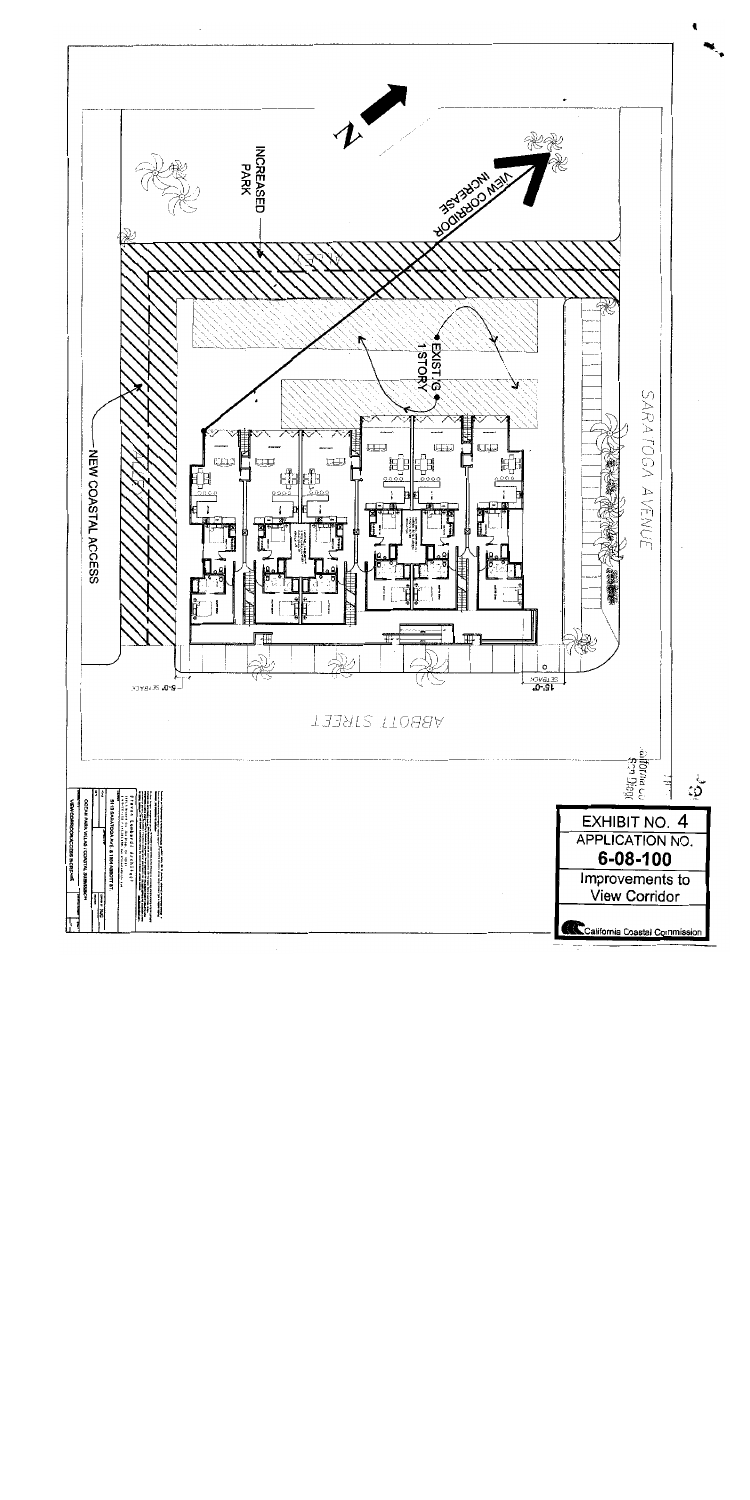INCREASED PARK

VIEW CORRIDOR INCREASE

N

EXIST'G 1 STORY

SARATOGA AVENUE

NEW COASTAL ACCESS

ABBOTT STREET

15'-0" SETBACK

5'-0" SETBACK

**EXHIBIT NO. 4**

**APPLICATION NO.**

**6-08-100**

**Improvements to View Corridor**

California Coastal Commission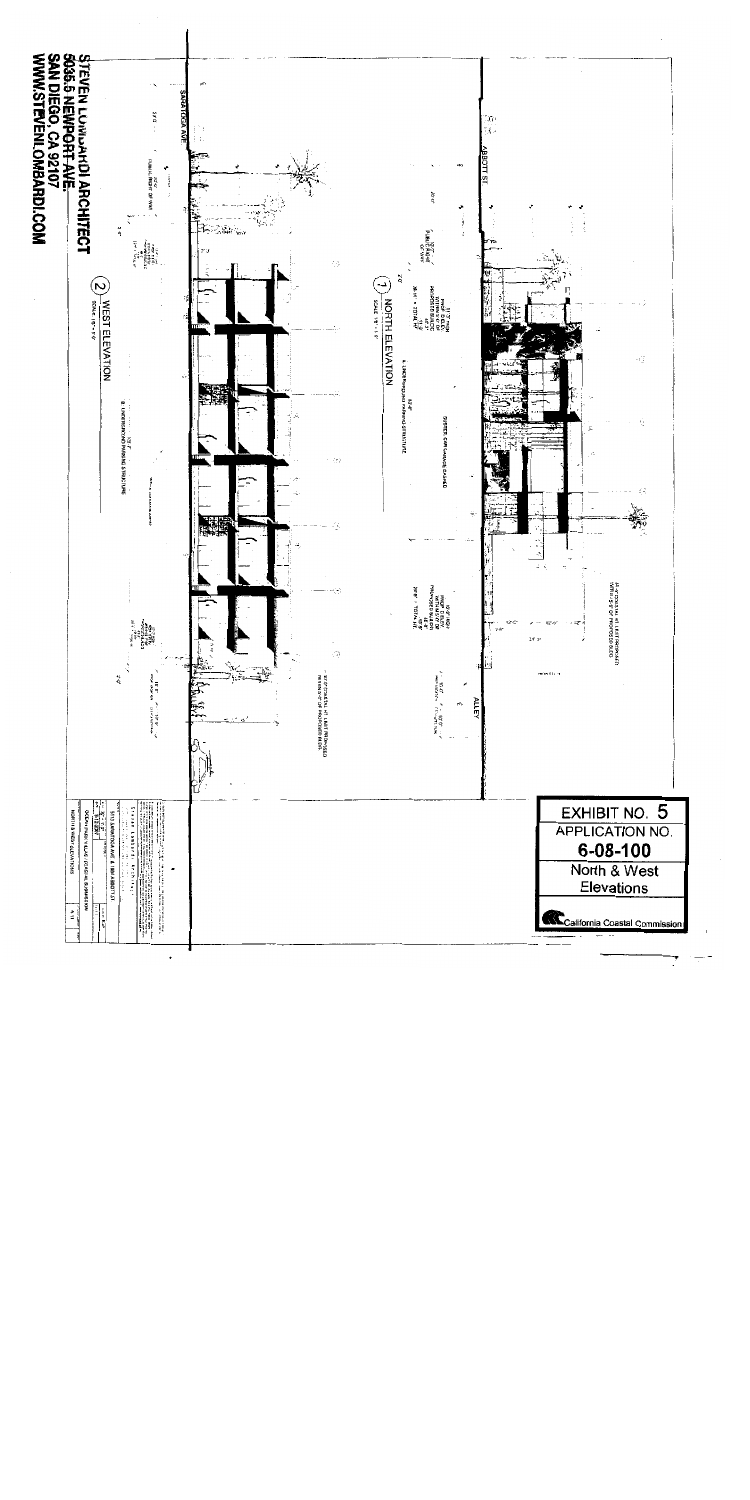**EXHIBIT NO. 5**

**APPLICATION NO.**

**6-08-100**

**North & West Elevations**

California Coastal Commission

**STEVEN LOMBARDI ARCHITECT**
**5036.5 NEWPORT AVE.**
**SAN DIEGO, CA 92107**
**WWW.STEVENLOMBARDI.COM**

(1) NORTH ELEVATION

(2) WEST ELEVATION

ABBOTT ST

ALLEY

SARATOGA AVE

NORTH & WEST ELEVATIONS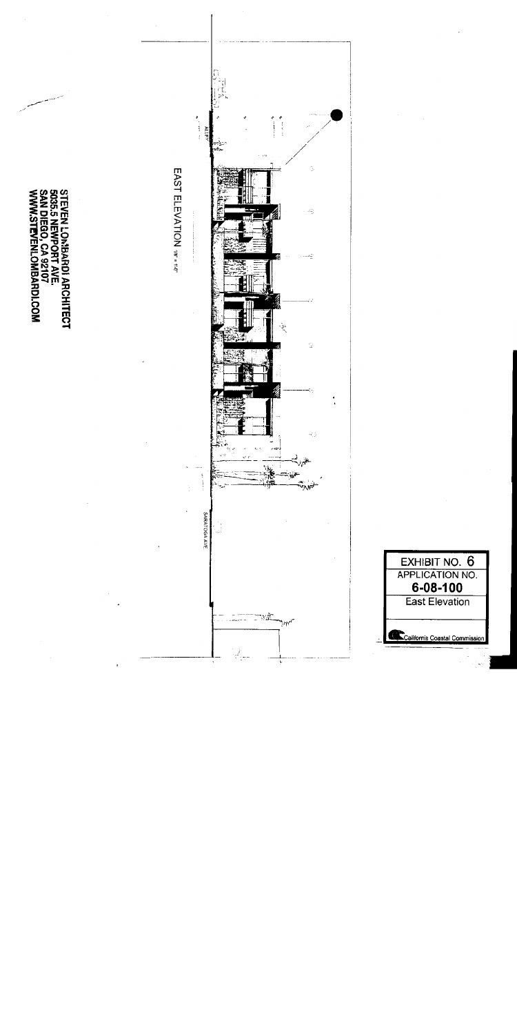EAST ELEVATION 1/8" = 1'-0"

ALLEY

SARATOGA AVE

STEVEN LOMBARDI ARCHITECT
5035.5 NEWPORT AVE.
SAN DIEGO, CA 92107
WWW.STEVENLOMBARDI.COM

EXHIBIT NO. 6
APPLICATION NO.
**6-08-100**
East Elevation

California Coastal Commission